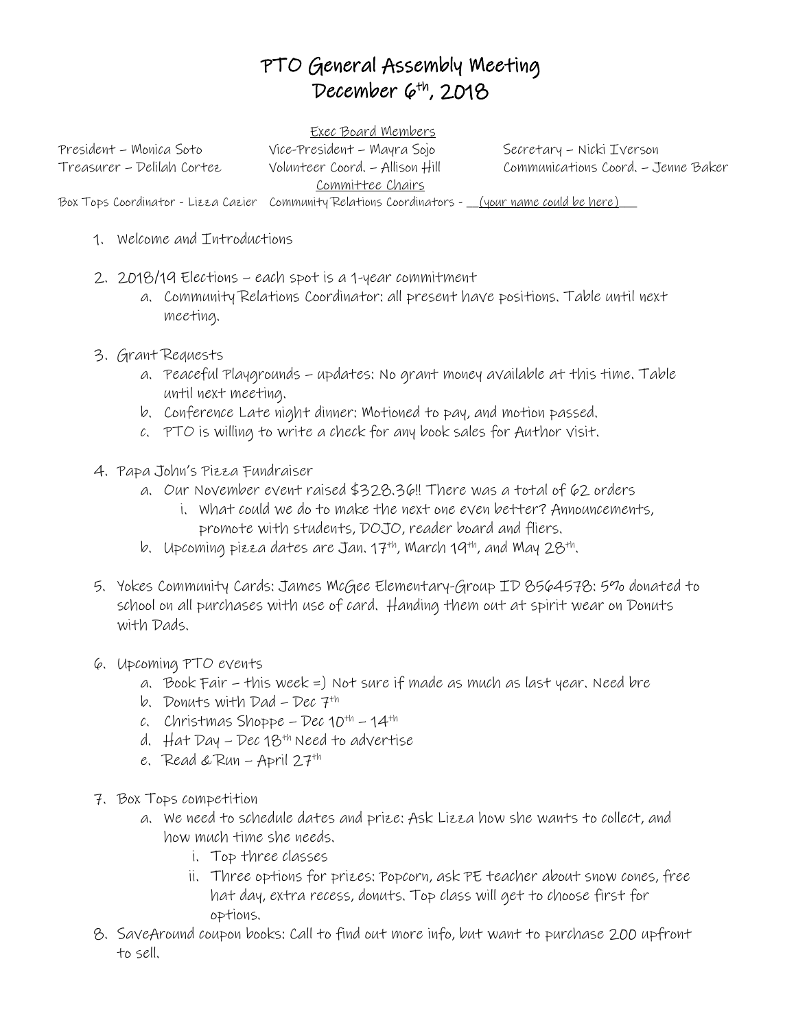# PTO General Assembly Meeting
# December 6th, 2018

Exec Board Members

| | | |
|---|---|---|
| President – Monica Soto | Vice-President – Mayra Sojo | Secretary – Nicki Iverson |
| Treasurer – Delilah Cortez | Volunteer Coord. – Allison Hill | Communications Coord. – Jenne Baker |

Committee Chairs

Box Tops Coordinator - Lizza Cazier   Community Relations Coordinators - __(your name could be here)__

1. Welcome and Introductions

2. 2018/19 Elections – each spot is a 1-year commitment
   a. Community Relations Coordinator: all present have positions. Table until next meeting.

3. Grant Requests
   a. Peaceful Playgrounds – updates: No grant money available at this time. Table until next meeting.
   b. Conference Late night dinner: Motioned to pay, and motion passed.
   c. PTO is willing to write a check for any book sales for Author visit.

4. Papa John's Pizza Fundraiser
   a. Our November event raised $328.36!! There was a total of 62 orders
      i. What could we do to make the next one even better? Announcements, promote with students, DOJO, reader board and fliers.
   b. Upcoming pizza dates are Jan. 17th, March 19th, and May 28th.

5. Yokes Community Cards: James McGee Elementary-Group ID 8564578: 5% donated to school on all purchases with use of card. Handing them out at spirit wear on Donuts with Dads.

6. Upcoming PTO events
   a. Book Fair – this week =) Not sure if made as much as last year. Need bre
   b. Donuts with Dad – Dec 7th
   c. Christmas Shoppe – Dec 10th – 14th
   d. Hat Day – Dec 18th Need to advertise
   e. Read & Run – April 27th

7. Box Tops competition
   a. We need to schedule dates and prize: Ask Lizza how she wants to collect, and how much time she needs.
      i. Top three classes
      ii. Three options for prizes: Popcorn, ask PE teacher about snow cones, free hat day, extra recess, donuts. Top class will get to choose first for options.

8. SaveAround coupon books: Call to find out more info, but want to purchase 200 upfront to sell.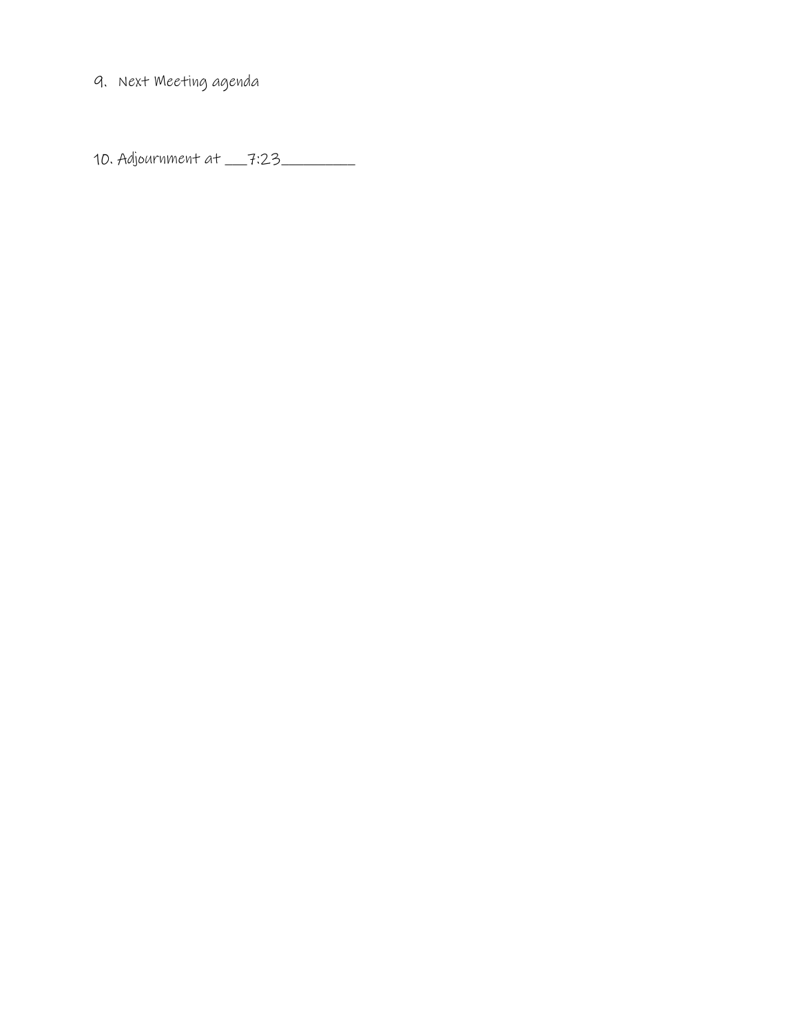9. Next Meeting agenda

10. Adjournment at ___7:23_________